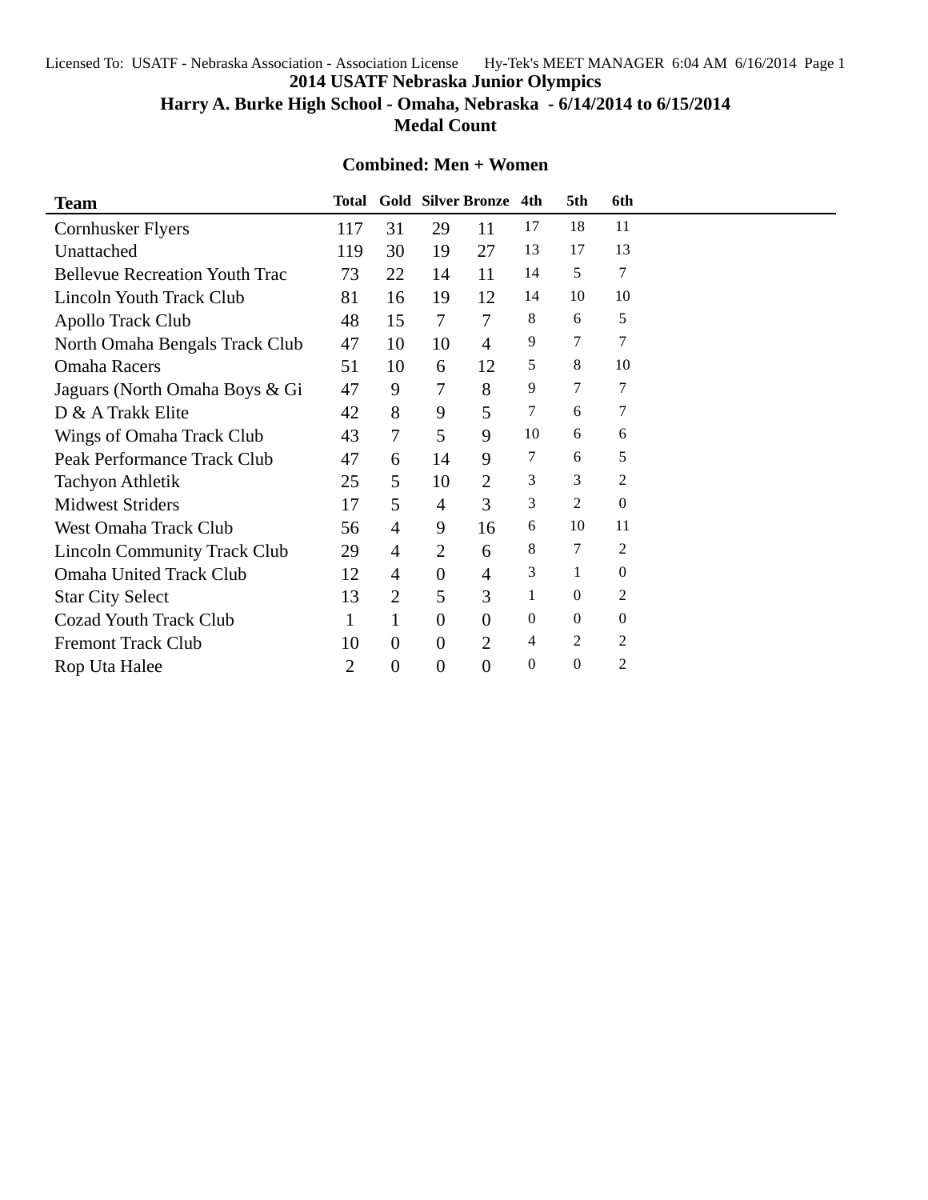# 2014 USATF Nebraska Junior Olympics

## Harry A. Burke High School - Omaha, Nebraska - 6/14/2014 to 6/15/2014

## Medal Count

### Combined: Men + Women

| Team | Total | Gold | Silver | Bronze | 4th | 5th | 6th |
|---|---|---|---|---|---|---|---|
| Cornhusker Flyers | 117 | 31 | 29 | 11 | 17 | 18 | 11 |
| Unattached | 119 | 30 | 19 | 27 | 13 | 17 | 13 |
| Bellevue Recreation Youth Trac | 73 | 22 | 14 | 11 | 14 | 5 | 7 |
| Lincoln Youth Track Club | 81 | 16 | 19 | 12 | 14 | 10 | 10 |
| Apollo Track Club | 48 | 15 | 7 | 7 | 8 | 6 | 5 |
| North Omaha Bengals Track Club | 47 | 10 | 10 | 4 | 9 | 7 | 7 |
| Omaha Racers | 51 | 10 | 6 | 12 | 5 | 8 | 10 |
| Jaguars (North Omaha Boys & Gi | 47 | 9 | 7 | 8 | 9 | 7 | 7 |
| D & A Trakk Elite | 42 | 8 | 9 | 5 | 7 | 6 | 7 |
| Wings of Omaha Track Club | 43 | 7 | 5 | 9 | 10 | 6 | 6 |
| Peak Performance Track Club | 47 | 6 | 14 | 9 | 7 | 6 | 5 |
| Tachyon Athletik | 25 | 5 | 10 | 2 | 3 | 3 | 2 |
| Midwest Striders | 17 | 5 | 4 | 3 | 3 | 2 | 0 |
| West Omaha Track Club | 56 | 4 | 9 | 16 | 6 | 10 | 11 |
| Lincoln Community Track Club | 29 | 4 | 2 | 6 | 8 | 7 | 2 |
| Omaha United Track Club | 12 | 4 | 0 | 4 | 3 | 1 | 0 |
| Star City Select | 13 | 2 | 5 | 3 | 1 | 0 | 2 |
| Cozad Youth Track Club | 1 | 1 | 0 | 0 | 0 | 0 | 0 |
| Fremont Track Club | 10 | 0 | 0 | 2 | 4 | 2 | 2 |
| Rop Uta Halee | 2 | 0 | 0 | 0 | 0 | 0 | 2 |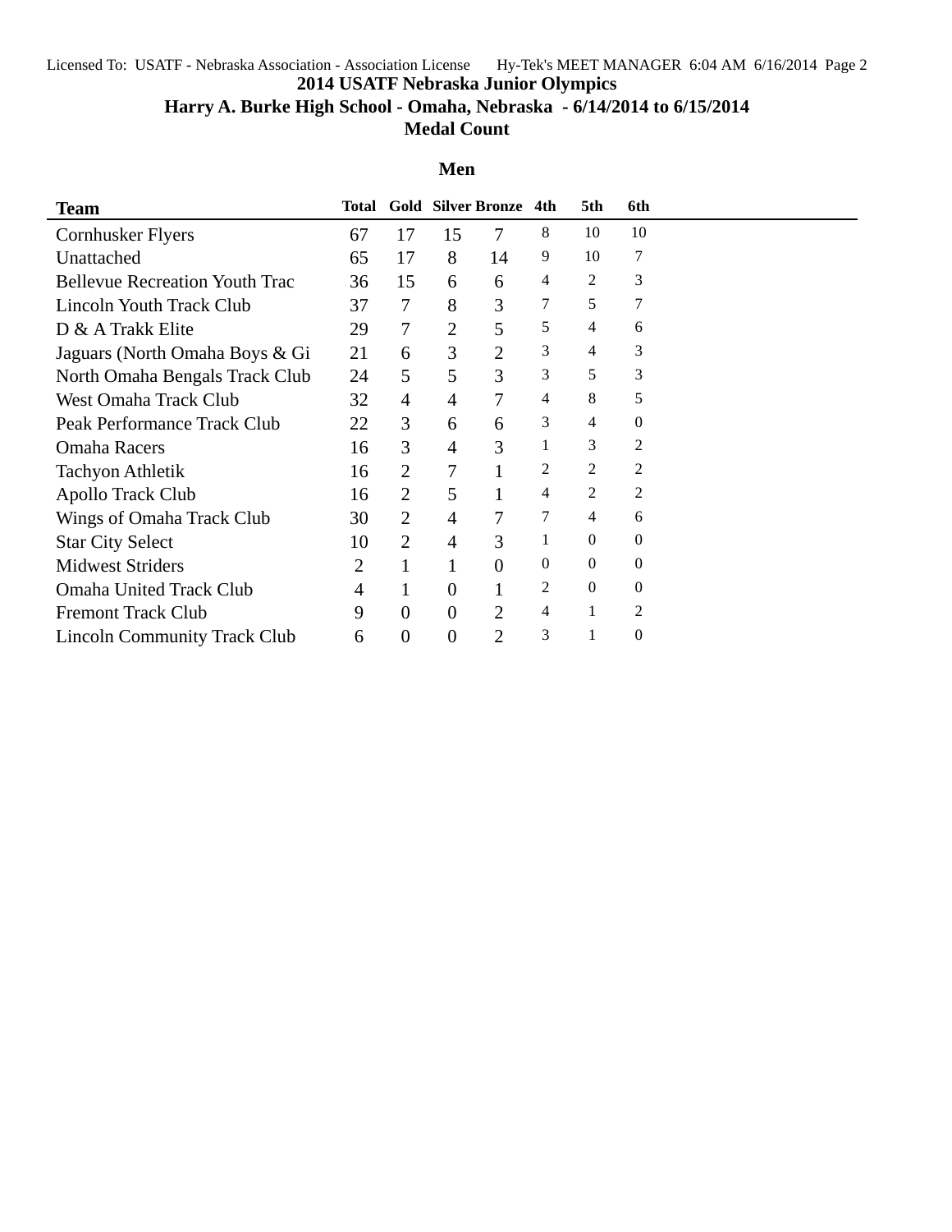# 2014 USATF Nebraska Junior Olympics

## Harry A. Burke High School - Omaha, Nebraska - 6/14/2014 to 6/15/2014

## Medal Count

### Men

| Team | Total | Gold | Silver | Bronze | 4th | 5th | 6th |
|---|---|---|---|---|---|---|---|
| Cornhusker Flyers | 67 | 17 | 15 | 7 | 8 | 10 | 10 |
| Unattached | 65 | 17 | 8 | 14 | 9 | 10 | 7 |
| Bellevue Recreation Youth Trac | 36 | 15 | 6 | 6 | 4 | 2 | 3 |
| Lincoln Youth Track Club | 37 | 7 | 8 | 3 | 7 | 5 | 7 |
| D & A Trakk Elite | 29 | 7 | 2 | 5 | 5 | 4 | 6 |
| Jaguars (North Omaha Boys & Gi | 21 | 6 | 3 | 2 | 3 | 4 | 3 |
| North Omaha Bengals Track Club | 24 | 5 | 5 | 3 | 3 | 5 | 3 |
| West Omaha Track Club | 32 | 4 | 4 | 7 | 4 | 8 | 5 |
| Peak Performance Track Club | 22 | 3 | 6 | 6 | 3 | 4 | 0 |
| Omaha Racers | 16 | 3 | 4 | 3 | 1 | 3 | 2 |
| Tachyon Athletik | 16 | 2 | 7 | 1 | 2 | 2 | 2 |
| Apollo Track Club | 16 | 2 | 5 | 1 | 4 | 2 | 2 |
| Wings of Omaha Track Club | 30 | 2 | 4 | 7 | 7 | 4 | 6 |
| Star City Select | 10 | 2 | 4 | 3 | 1 | 0 | 0 |
| Midwest Striders | 2 | 1 | 1 | 0 | 0 | 0 | 0 |
| Omaha United Track Club | 4 | 1 | 0 | 1 | 2 | 0 | 0 |
| Fremont Track Club | 9 | 0 | 0 | 2 | 4 | 1 | 2 |
| Lincoln Community Track Club | 6 | 0 | 0 | 2 | 3 | 1 | 0 |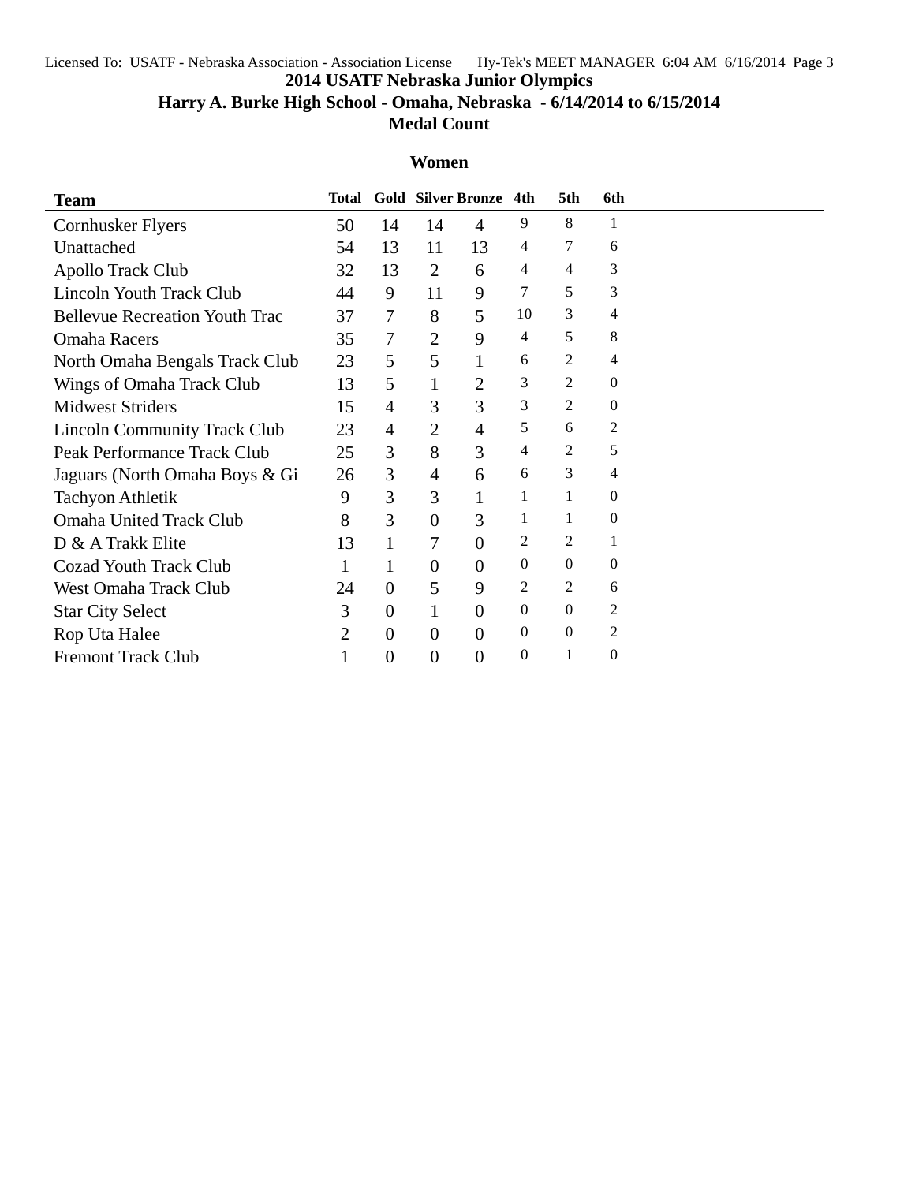# 2014 USATF Nebraska Junior Olympics

## Harry A. Burke High School - Omaha, Nebraska - 6/14/2014 to 6/15/2014

## Medal Count

### Women

| Team | Total | Gold | Silver | Bronze | 4th | 5th | 6th |
|---|---|---|---|---|---|---|---|
| Cornhusker Flyers | 50 | 14 | 14 | 4 | 9 | 8 | 1 |
| Unattached | 54 | 13 | 11 | 13 | 4 | 7 | 6 |
| Apollo Track Club | 32 | 13 | 2 | 6 | 4 | 4 | 3 |
| Lincoln Youth Track Club | 44 | 9 | 11 | 9 | 7 | 5 | 3 |
| Bellevue Recreation Youth Trac | 37 | 7 | 8 | 5 | 10 | 3 | 4 |
| Omaha Racers | 35 | 7 | 2 | 9 | 4 | 5 | 8 |
| North Omaha Bengals Track Club | 23 | 5 | 5 | 1 | 6 | 2 | 4 |
| Wings of Omaha Track Club | 13 | 5 | 1 | 2 | 3 | 2 | 0 |
| Midwest Striders | 15 | 4 | 3 | 3 | 3 | 2 | 0 |
| Lincoln Community Track Club | 23 | 4 | 2 | 4 | 5 | 6 | 2 |
| Peak Performance Track Club | 25 | 3 | 8 | 3 | 4 | 2 | 5 |
| Jaguars (North Omaha Boys & Gi | 26 | 3 | 4 | 6 | 6 | 3 | 4 |
| Tachyon Athletik | 9 | 3 | 3 | 1 | 1 | 1 | 0 |
| Omaha United Track Club | 8 | 3 | 0 | 3 | 1 | 1 | 0 |
| D & A Trakk Elite | 13 | 1 | 7 | 0 | 2 | 2 | 1 |
| Cozad Youth Track Club | 1 | 1 | 0 | 0 | 0 | 0 | 0 |
| West Omaha Track Club | 24 | 0 | 5 | 9 | 2 | 2 | 6 |
| Star City Select | 3 | 0 | 1 | 0 | 0 | 0 | 2 |
| Rop Uta Halee | 2 | 0 | 0 | 0 | 0 | 0 | 2 |
| Fremont Track Club | 1 | 0 | 0 | 0 | 0 | 1 | 0 |